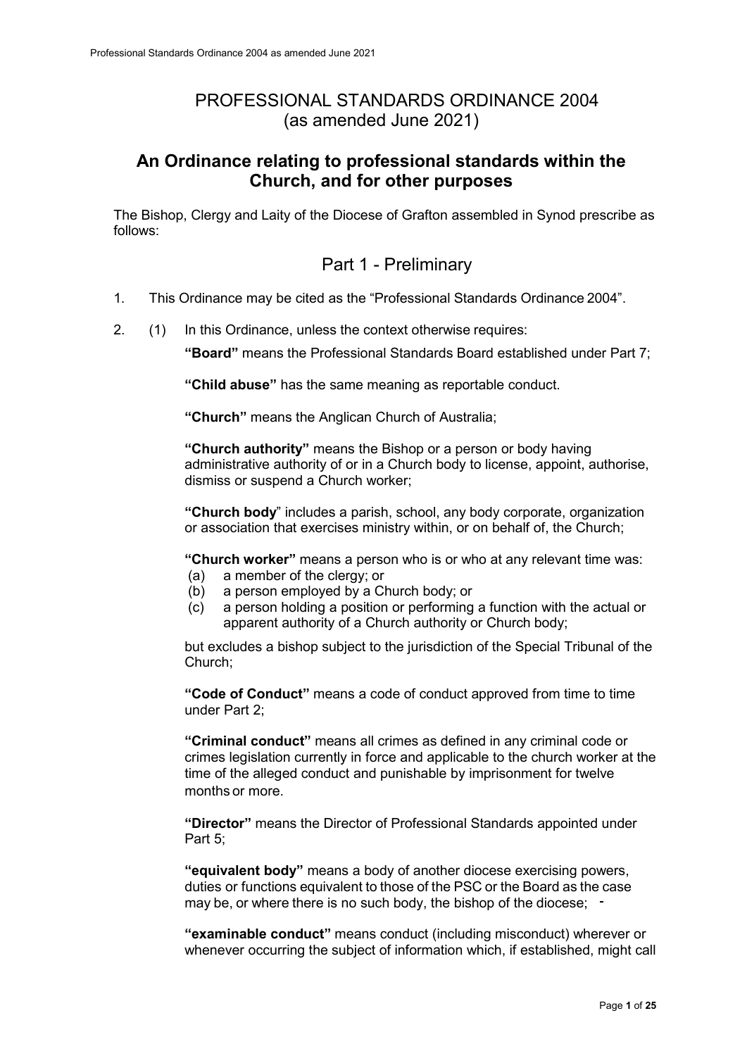# PROFESSIONAL STANDARDS ORDINANCE 2004
(as amended June 2021)

## An Ordinance relating to professional standards within the Church, and for other purposes

The Bishop, Clergy and Laity of the Diocese of Grafton assembled in Synod prescribe as follows:

## Part 1 - Preliminary

1. This Ordinance may be cited as the "Professional Standards Ordinance 2004".

2. (1) In this Ordinance, unless the context otherwise requires:

**"Board"** means the Professional Standards Board established under Part 7;

**"Child abuse"** has the same meaning as reportable conduct.

**"Church"** means the Anglican Church of Australia;

**"Church authority"** means the Bishop or a person or body having administrative authority of or in a Church body to license, appoint, authorise, dismiss or suspend a Church worker;

**"Church body"** includes a parish, school, any body corporate, organization or association that exercises ministry within, or on behalf of, the Church;

**"Church worker"** means a person who is or who at any relevant time was:
- (a) a member of the clergy; or
- (b) a person employed by a Church body; or
- (c) a person holding a position or performing a function with the actual or apparent authority of a Church authority or Church body;

but excludes a bishop subject to the jurisdiction of the Special Tribunal of the Church;

**"Code of Conduct"** means a code of conduct approved from time to time under Part 2;

**"Criminal conduct"** means all crimes as defined in any criminal code or crimes legislation currently in force and applicable to the church worker at the time of the alleged conduct and punishable by imprisonment for twelve months or more.

**"Director"** means the Director of Professional Standards appointed under Part 5;

**"equivalent body"** means a body of another diocese exercising powers, duties or functions equivalent to those of the PSC or the Board as the case may be, or where there is no such body, the bishop of the diocese;

**"examinable conduct"** means conduct (including misconduct) wherever or whenever occurring the subject of information which, if established, might call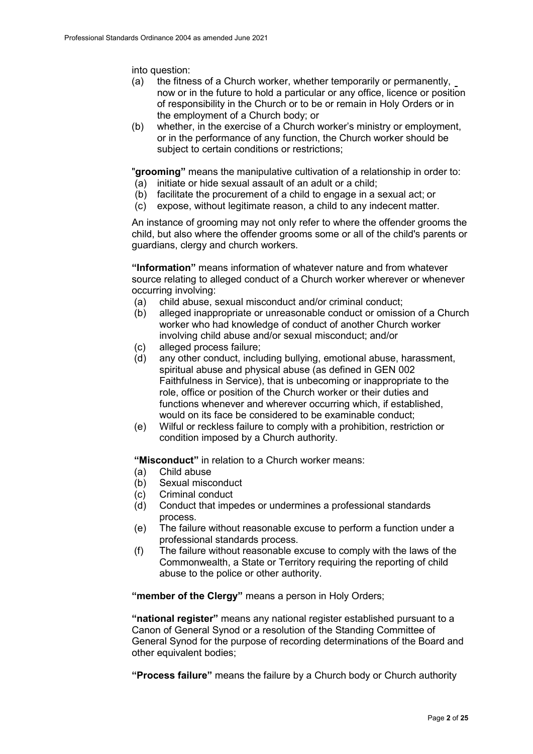into question:

- (a) the fitness of a Church worker, whether temporarily or permanently, now or in the future to hold a particular or any office, licence or position of responsibility in the Church or to be or remain in Holy Orders or in the employment of a Church body; or
- (b) whether, in the exercise of a Church worker's ministry or employment, or in the performance of any function, the Church worker should be subject to certain conditions or restrictions;

"**grooming"** means the manipulative cultivation of a relationship in order to:

- (a) initiate or hide sexual assault of an adult or a child;
- (b) facilitate the procurement of a child to engage in a sexual act; or
- (c) expose, without legitimate reason, a child to any indecent matter.

An instance of grooming may not only refer to where the offender grooms the child, but also where the offender grooms some or all of the child's parents or guardians, clergy and church workers.

**"Information"** means information of whatever nature and from whatever source relating to alleged conduct of a Church worker wherever or whenever occurring involving:

- (a) child abuse, sexual misconduct and/or criminal conduct;
- (b) alleged inappropriate or unreasonable conduct or omission of a Church worker who had knowledge of conduct of another Church worker involving child abuse and/or sexual misconduct; and/or
- (c) alleged process failure;
- (d) any other conduct, including bullying, emotional abuse, harassment, spiritual abuse and physical abuse (as defined in GEN 002 Faithfulness in Service), that is unbecoming or inappropriate to the role, office or position of the Church worker or their duties and functions whenever and wherever occurring which, if established, would on its face be considered to be examinable conduct;
- (e) Wilful or reckless failure to comply with a prohibition, restriction or condition imposed by a Church authority.

**"Misconduct"** in relation to a Church worker means:

- (a) Child abuse
- (b) Sexual misconduct
- (c) Criminal conduct
- (d) Conduct that impedes or undermines a professional standards process.
- (e) The failure without reasonable excuse to perform a function under a professional standards process.
- (f) The failure without reasonable excuse to comply with the laws of the Commonwealth, a State or Territory requiring the reporting of child abuse to the police or other authority.

**"member of the Clergy"** means a person in Holy Orders;

**"national register"** means any national register established pursuant to a Canon of General Synod or a resolution of the Standing Committee of General Synod for the purpose of recording determinations of the Board and other equivalent bodies;

**"Process failure"** means the failure by a Church body or Church authority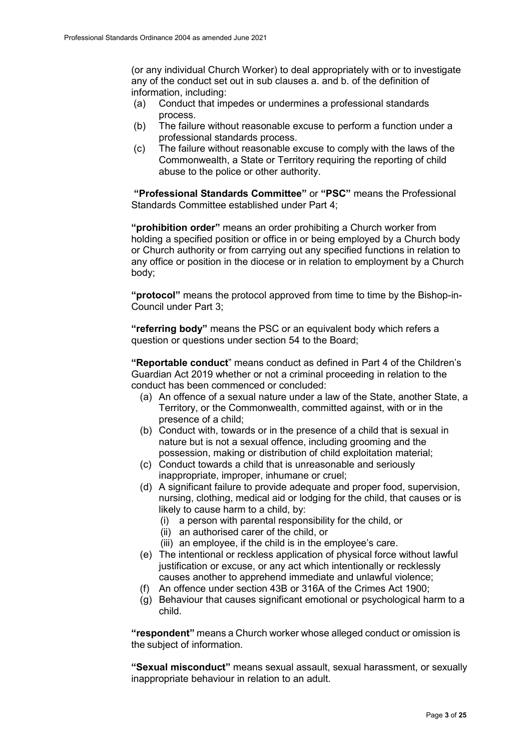(or any individual Church Worker) to deal appropriately with or to investigate any of the conduct set out in sub clauses a. and b. of the definition of information, including:

- (a) Conduct that impedes or undermines a professional standards process.
- (b) The failure without reasonable excuse to perform a function under a professional standards process.
- (c) The failure without reasonable excuse to comply with the laws of the Commonwealth, a State or Territory requiring the reporting of child abuse to the police or other authority.

**"Professional Standards Committee"** or **"PSC"** means the Professional Standards Committee established under Part 4;

**"prohibition order"** means an order prohibiting a Church worker from holding a specified position or office in or being employed by a Church body or Church authority or from carrying out any specified functions in relation to any office or position in the diocese or in relation to employment by a Church body;

**"protocol"** means the protocol approved from time to time by the Bishop-in-Council under Part 3;

**"referring body"** means the PSC or an equivalent body which refers a question or questions under section 54 to the Board;

**"Reportable conduct"** means conduct as defined in Part 4 of the Children's Guardian Act 2019 whether or not a criminal proceeding in relation to the conduct has been commenced or concluded:

- (a) An offence of a sexual nature under a law of the State, another State, a Territory, or the Commonwealth, committed against, with or in the presence of a child;
- (b) Conduct with, towards or in the presence of a child that is sexual in nature but is not a sexual offence, including grooming and the possession, making or distribution of child exploitation material;
- (c) Conduct towards a child that is unreasonable and seriously inappropriate, improper, inhumane or cruel;
- (d) A significant failure to provide adequate and proper food, supervision, nursing, clothing, medical aid or lodging for the child, that causes or is likely to cause harm to a child, by:
  - (i) a person with parental responsibility for the child, or
  - (ii) an authorised carer of the child, or
  - (iii) an employee, if the child is in the employee's care.
- (e) The intentional or reckless application of physical force without lawful justification or excuse, or any act which intentionally or recklessly causes another to apprehend immediate and unlawful violence;
- (f) An offence under section 43B or 316A of the Crimes Act 1900;
- (g) Behaviour that causes significant emotional or psychological harm to a child.

**"respondent"** means a Church worker whose alleged conduct or omission is the subject of information.

**"Sexual misconduct"** means sexual assault, sexual harassment, or sexually inappropriate behaviour in relation to an adult.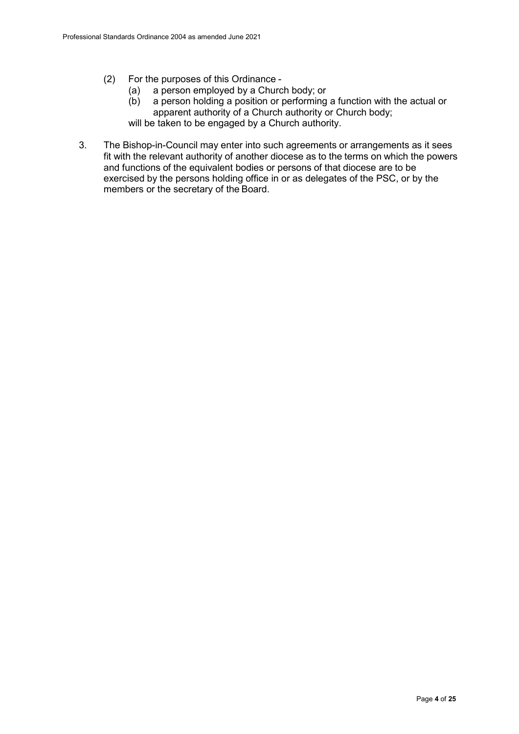(2) For the purposes of this Ordinance -
   (a) a person employed by a Church body; or
   (b) a person holding a position or performing a function with the actual or apparent authority of a Church authority or Church body;

   will be taken to be engaged by a Church authority.

3. The Bishop-in-Council may enter into such agreements or arrangements as it sees fit with the relevant authority of another diocese as to the terms on which the powers and functions of the equivalent bodies or persons of that diocese are to be exercised by the persons holding office in or as delegates of the PSC, or by the members or the secretary of the Board.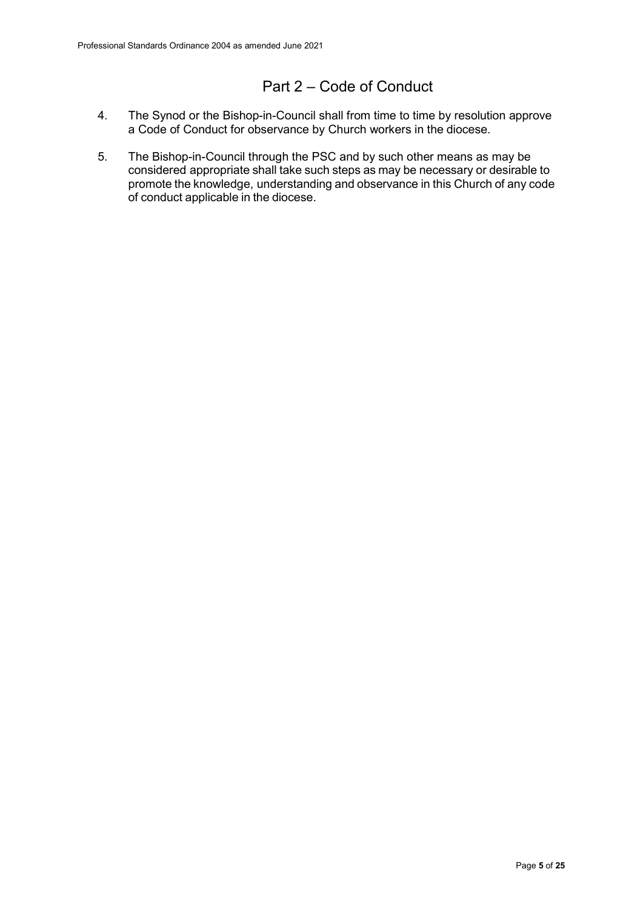## Part 2 – Code of Conduct

4. The Synod or the Bishop-in-Council shall from time to time by resolution approve a Code of Conduct for observance by Church workers in the diocese.

5. The Bishop-in-Council through the PSC and by such other means as may be considered appropriate shall take such steps as may be necessary or desirable to promote the knowledge, understanding and observance in this Church of any code of conduct applicable in the diocese.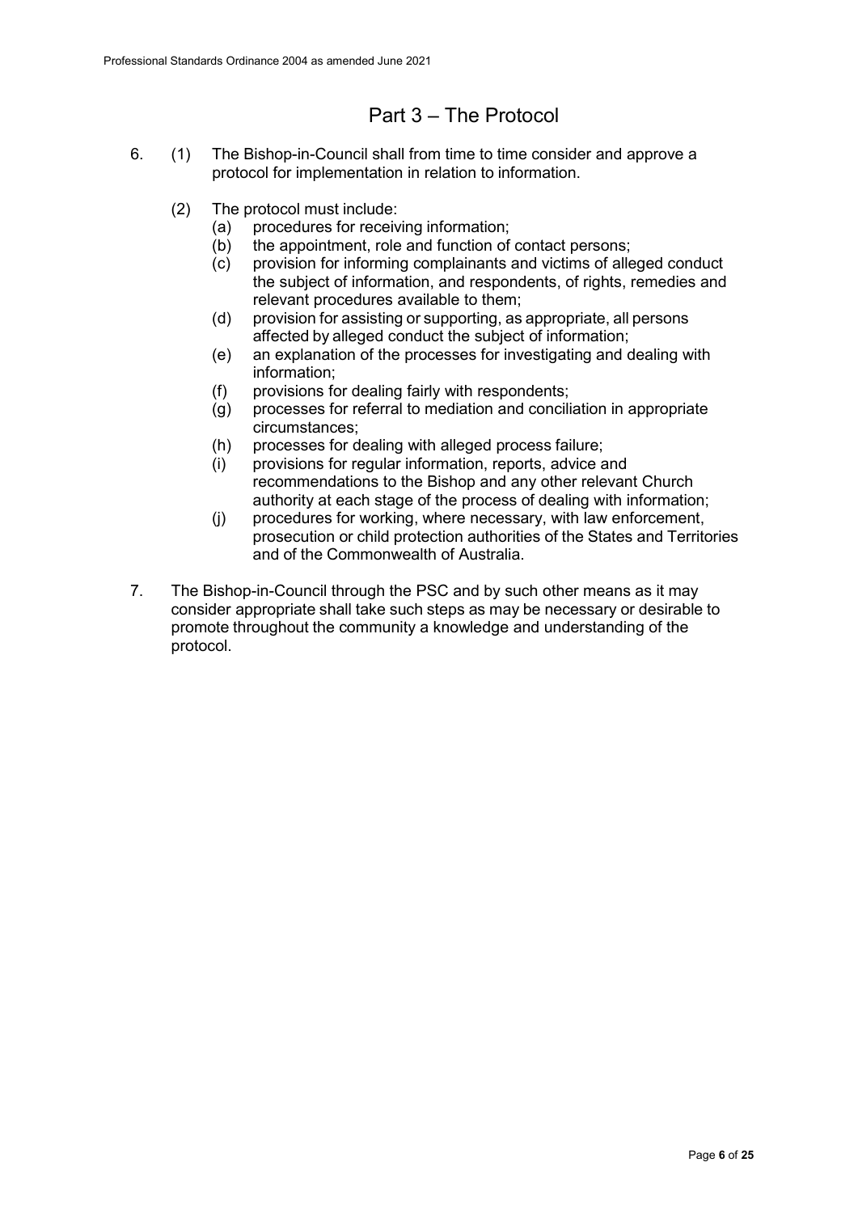## Part 3 – The Protocol

6. (1) The Bishop-in-Council shall from time to time consider and approve a protocol for implementation in relation to information.

   (2) The protocol must include:
   - (a) procedures for receiving information;
   - (b) the appointment, role and function of contact persons;
   - (c) provision for informing complainants and victims of alleged conduct the subject of information, and respondents, of rights, remedies and relevant procedures available to them;
   - (d) provision for assisting or supporting, as appropriate, all persons affected by alleged conduct the subject of information;
   - (e) an explanation of the processes for investigating and dealing with information;
   - (f) provisions for dealing fairly with respondents;
   - (g) processes for referral to mediation and conciliation in appropriate circumstances;
   - (h) processes for dealing with alleged process failure;
   - (i) provisions for regular information, reports, advice and recommendations to the Bishop and any other relevant Church authority at each stage of the process of dealing with information;
   - (j) procedures for working, where necessary, with law enforcement, prosecution or child protection authorities of the States and Territories and of the Commonwealth of Australia.

7. The Bishop-in-Council through the PSC and by such other means as it may consider appropriate shall take such steps as may be necessary or desirable to promote throughout the community a knowledge and understanding of the protocol.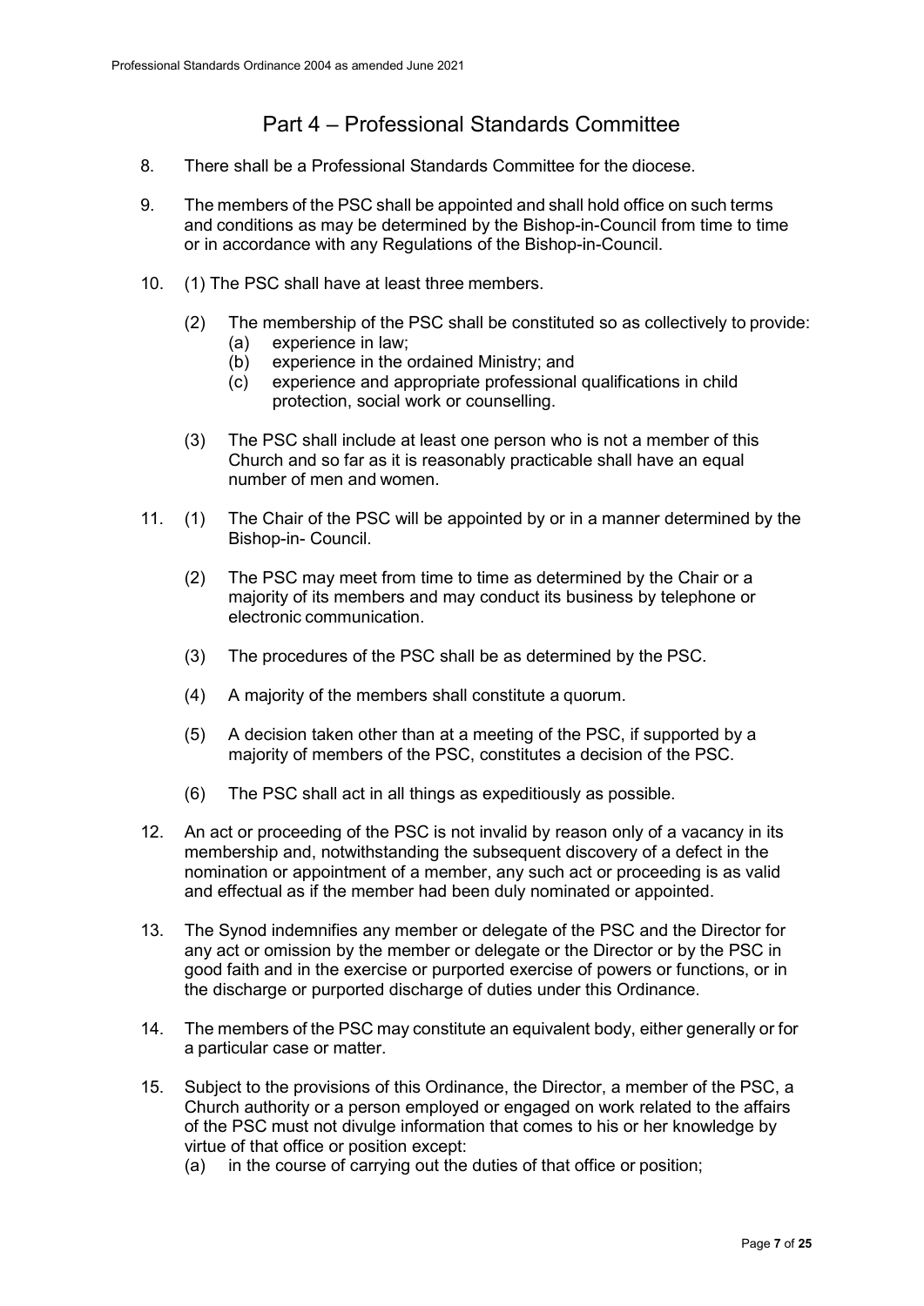## Part 4 – Professional Standards Committee

8. There shall be a Professional Standards Committee for the diocese.

9. The members of the PSC shall be appointed and shall hold office on such terms and conditions as may be determined by the Bishop-in-Council from time to time or in accordance with any Regulations of the Bishop-in-Council.

10. (1) The PSC shall have at least three members.

    (2) The membership of the PSC shall be constituted so as collectively to provide:
    (a) experience in law;
    (b) experience in the ordained Ministry; and
    (c) experience and appropriate professional qualifications in child protection, social work or counselling.

    (3) The PSC shall include at least one person who is not a member of this Church and so far as it is reasonably practicable shall have an equal number of men and women.

11. (1) The Chair of the PSC will be appointed by or in a manner determined by the Bishop-in- Council.

    (2) The PSC may meet from time to time as determined by the Chair or a majority of its members and may conduct its business by telephone or electronic communication.

    (3) The procedures of the PSC shall be as determined by the PSC.

    (4) A majority of the members shall constitute a quorum.

    (5) A decision taken other than at a meeting of the PSC, if supported by a majority of members of the PSC, constitutes a decision of the PSC.

    (6) The PSC shall act in all things as expeditiously as possible.

12. An act or proceeding of the PSC is not invalid by reason only of a vacancy in its membership and, notwithstanding the subsequent discovery of a defect in the nomination or appointment of a member, any such act or proceeding is as valid and effectual as if the member had been duly nominated or appointed.

13. The Synod indemnifies any member or delegate of the PSC and the Director for any act or omission by the member or delegate or the Director or by the PSC in good faith and in the exercise or purported exercise of powers or functions, or in the discharge or purported discharge of duties under this Ordinance.

14. The members of the PSC may constitute an equivalent body, either generally or for a particular case or matter.

15. Subject to the provisions of this Ordinance, the Director, a member of the PSC, a Church authority or a person employed or engaged on work related to the affairs of the PSC must not divulge information that comes to his or her knowledge by virtue of that office or position except:
    (a) in the course of carrying out the duties of that office or position;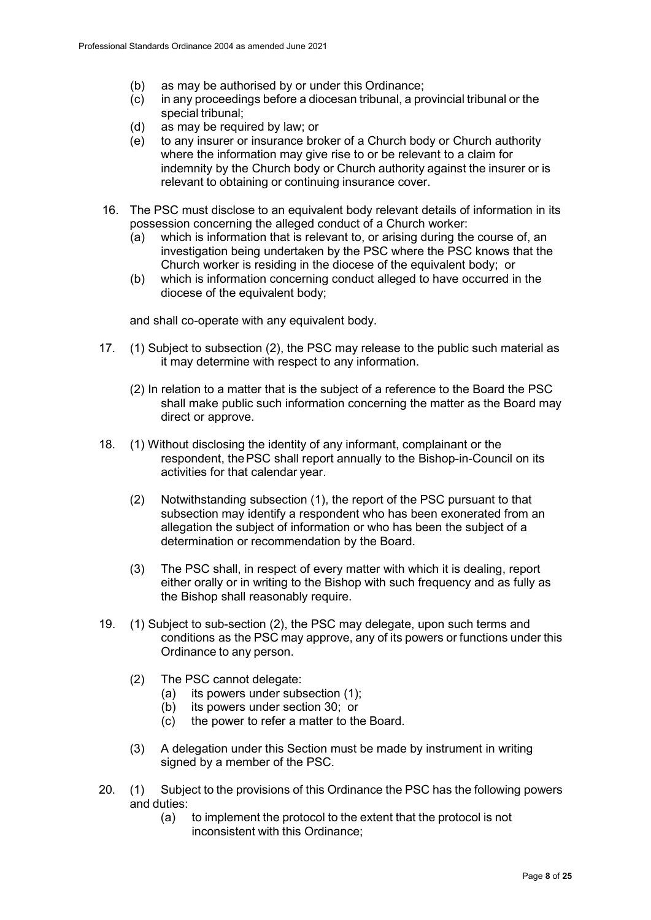(b) as may be authorised by or under this Ordinance;
(c) in any proceedings before a diocesan tribunal, a provincial tribunal or the special tribunal;
(d) as may be required by law; or
(e) to any insurer or insurance broker of a Church body or Church authority where the information may give rise to or be relevant to a claim for indemnity by the Church body or Church authority against the insurer or is relevant to obtaining or continuing insurance cover.

16. The PSC must disclose to an equivalent body relevant details of information in its possession concerning the alleged conduct of a Church worker:
    (a) which is information that is relevant to, or arising during the course of, an investigation being undertaken by the PSC where the PSC knows that the Church worker is residing in the diocese of the equivalent body; or
    (b) which is information concerning conduct alleged to have occurred in the diocese of the equivalent body;

    and shall co-operate with any equivalent body.

17. (1) Subject to subsection (2), the PSC may release to the public such material as it may determine with respect to any information.

    (2) In relation to a matter that is the subject of a reference to the Board the PSC shall make public such information concerning the matter as the Board may direct or approve.

18. (1) Without disclosing the identity of any informant, complainant or the respondent, the PSC shall report annually to the Bishop-in-Council on its activities for that calendar year.

    (2) Notwithstanding subsection (1), the report of the PSC pursuant to that subsection may identify a respondent who has been exonerated from an allegation the subject of information or who has been the subject of a determination or recommendation by the Board.

    (3) The PSC shall, in respect of every matter with which it is dealing, report either orally or in writing to the Bishop with such frequency and as fully as the Bishop shall reasonably require.

19. (1) Subject to sub-section (2), the PSC may delegate, upon such terms and conditions as the PSC may approve, any of its powers or functions under this Ordinance to any person.

    (2) The PSC cannot delegate:
        (a) its powers under subsection (1);
        (b) its powers under section 30; or
        (c) the power to refer a matter to the Board.

    (3) A delegation under this Section must be made by instrument in writing signed by a member of the PSC.

20. (1) Subject to the provisions of this Ordinance the PSC has the following powers and duties:
        (a) to implement the protocol to the extent that the protocol is not inconsistent with this Ordinance;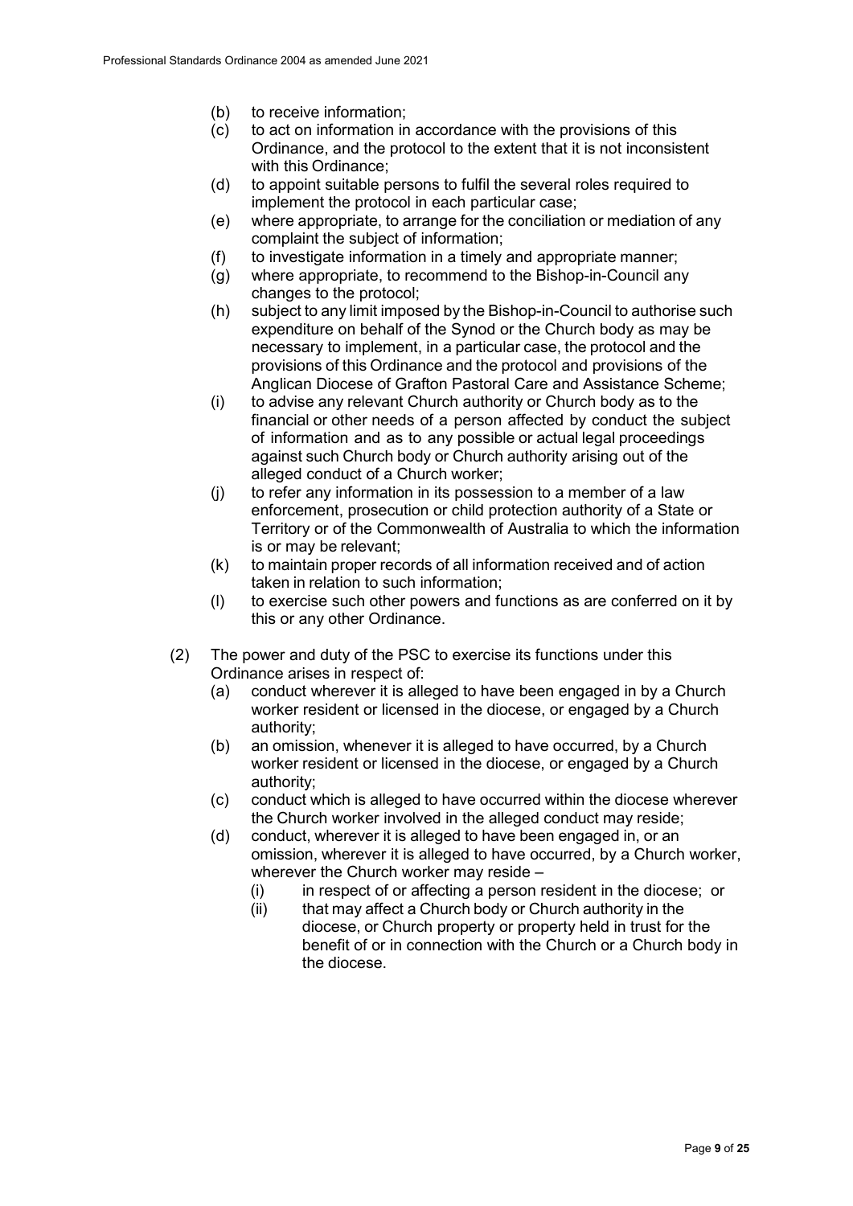(b) to receive information;

(c) to act on information in accordance with the provisions of this Ordinance, and the protocol to the extent that it is not inconsistent with this Ordinance;

(d) to appoint suitable persons to fulfil the several roles required to implement the protocol in each particular case;

(e) where appropriate, to arrange for the conciliation or mediation of any complaint the subject of information;

(f) to investigate information in a timely and appropriate manner;

(g) where appropriate, to recommend to the Bishop-in-Council any changes to the protocol;

(h) subject to any limit imposed by the Bishop-in-Council to authorise such expenditure on behalf of the Synod or the Church body as may be necessary to implement, in a particular case, the protocol and the provisions of this Ordinance and the protocol and provisions of the Anglican Diocese of Grafton Pastoral Care and Assistance Scheme;

(i) to advise any relevant Church authority or Church body as to the financial or other needs of a person affected by conduct the subject of information and as to any possible or actual legal proceedings against such Church body or Church authority arising out of the alleged conduct of a Church worker;

(j) to refer any information in its possession to a member of a law enforcement, prosecution or child protection authority of a State or Territory or of the Commonwealth of Australia to which the information is or may be relevant;

(k) to maintain proper records of all information received and of action taken in relation to such information;

(l) to exercise such other powers and functions as are conferred on it by this or any other Ordinance.

(2) The power and duty of the PSC to exercise its functions under this Ordinance arises in respect of:

(a) conduct wherever it is alleged to have been engaged in by a Church worker resident or licensed in the diocese, or engaged by a Church authority;

(b) an omission, whenever it is alleged to have occurred, by a Church worker resident or licensed in the diocese, or engaged by a Church authority;

(c) conduct which is alleged to have occurred within the diocese wherever the Church worker involved in the alleged conduct may reside;

(d) conduct, wherever it is alleged to have been engaged in, or an omission, wherever it is alleged to have occurred, by a Church worker, wherever the Church worker may reside –

(i) in respect of or affecting a person resident in the diocese; or

(ii) that may affect a Church body or Church authority in the diocese, or Church property or property held in trust for the benefit of or in connection with the Church or a Church body in the diocese.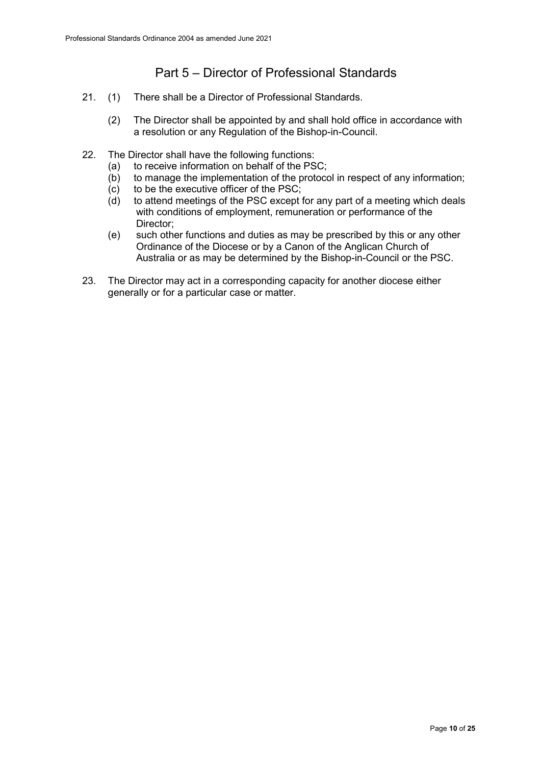## Part 5 – Director of Professional Standards

21. (1) There shall be a Director of Professional Standards.

    (2) The Director shall be appointed by and shall hold office in accordance with a resolution or any Regulation of the Bishop-in-Council.

22. The Director shall have the following functions:
    (a) to receive information on behalf of the PSC;
    (b) to manage the implementation of the protocol in respect of any information;
    (c) to be the executive officer of the PSC;
    (d) to attend meetings of the PSC except for any part of a meeting which deals with conditions of employment, remuneration or performance of the Director;
    (e) such other functions and duties as may be prescribed by this or any other Ordinance of the Diocese or by a Canon of the Anglican Church of Australia or as may be determined by the Bishop-in-Council or the PSC.

23. The Director may act in a corresponding capacity for another diocese either generally or for a particular case or matter.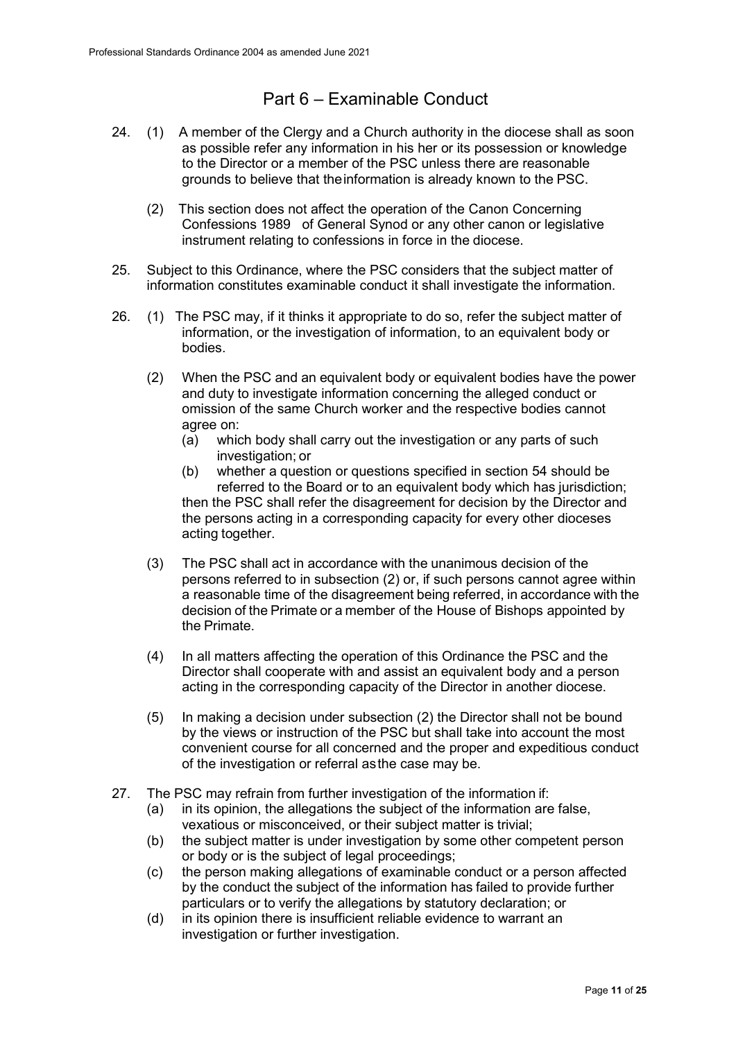## Part 6 – Examinable Conduct

24. (1) A member of the Clergy and a Church authority in the diocese shall as soon as possible refer any information in his her or its possession or knowledge to the Director or a member of the PSC unless there are reasonable grounds to believe that the information is already known to the PSC.

    (2) This section does not affect the operation of the Canon Concerning Confessions 1989 of General Synod or any other canon or legislative instrument relating to confessions in force in the diocese.

25. Subject to this Ordinance, where the PSC considers that the subject matter of information constitutes examinable conduct it shall investigate the information.

26. (1) The PSC may, if it thinks it appropriate to do so, refer the subject matter of information, or the investigation of information, to an equivalent body or bodies.

    (2) When the PSC and an equivalent body or equivalent bodies have the power and duty to investigate information concerning the alleged conduct or omission of the same Church worker and the respective bodies cannot agree on:
    (a) which body shall carry out the investigation or any parts of such investigation; or
    (b) whether a question or questions specified in section 54 should be referred to the Board or to an equivalent body which has jurisdiction;
    then the PSC shall refer the disagreement for decision by the Director and the persons acting in a corresponding capacity for every other dioceses acting together.

    (3) The PSC shall act in accordance with the unanimous decision of the persons referred to in subsection (2) or, if such persons cannot agree within a reasonable time of the disagreement being referred, in accordance with the decision of the Primate or a member of the House of Bishops appointed by the Primate.

    (4) In all matters affecting the operation of this Ordinance the PSC and the Director shall cooperate with and assist an equivalent body and a person acting in the corresponding capacity of the Director in another diocese.

    (5) In making a decision under subsection (2) the Director shall not be bound by the views or instruction of the PSC but shall take into account the most convenient course for all concerned and the proper and expeditious conduct of the investigation or referral as the case may be.

27. The PSC may refrain from further investigation of the information if:
    (a) in its opinion, the allegations the subject of the information are false, vexatious or misconceived, or their subject matter is trivial;
    (b) the subject matter is under investigation by some other competent person or body or is the subject of legal proceedings;
    (c) the person making allegations of examinable conduct or a person affected by the conduct the subject of the information has failed to provide further particulars or to verify the allegations by statutory declaration; or
    (d) in its opinion there is insufficient reliable evidence to warrant an investigation or further investigation.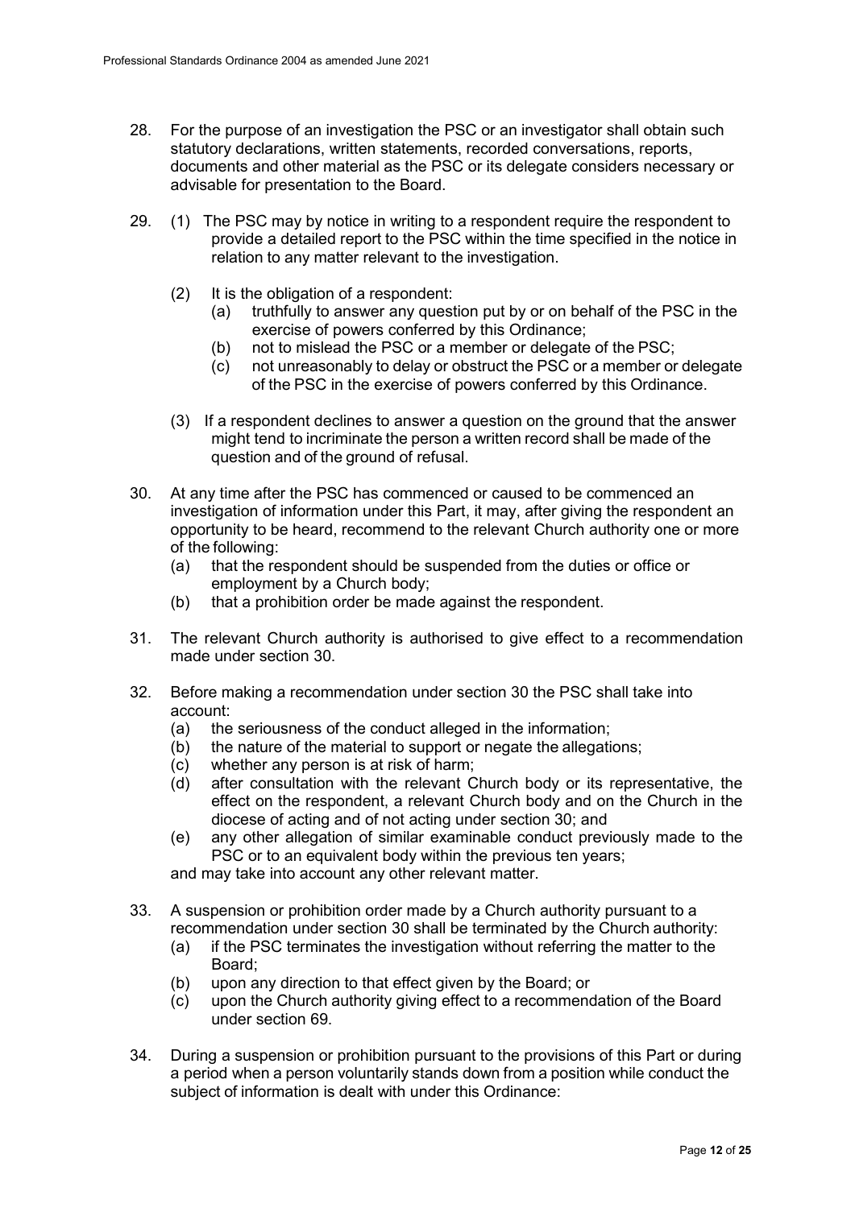28. For the purpose of an investigation the PSC or an investigator shall obtain such statutory declarations, written statements, recorded conversations, reports, documents and other material as the PSC or its delegate considers necessary or advisable for presentation to the Board.

29. (1) The PSC may by notice in writing to a respondent require the respondent to provide a detailed report to the PSC within the time specified in the notice in relation to any matter relevant to the investigation.

    (2) It is the obligation of a respondent:
        (a) truthfully to answer any question put by or on behalf of the PSC in the exercise of powers conferred by this Ordinance;
        (b) not to mislead the PSC or a member or delegate of the PSC;
        (c) not unreasonably to delay or obstruct the PSC or a member or delegate of the PSC in the exercise of powers conferred by this Ordinance.

    (3) If a respondent declines to answer a question on the ground that the answer might tend to incriminate the person a written record shall be made of the question and of the ground of refusal.

30. At any time after the PSC has commenced or caused to be commenced an investigation of information under this Part, it may, after giving the respondent an opportunity to be heard, recommend to the relevant Church authority one or more of the following:
    (a) that the respondent should be suspended from the duties or office or employment by a Church body;
    (b) that a prohibition order be made against the respondent.

31. The relevant Church authority is authorised to give effect to a recommendation made under section 30.

32. Before making a recommendation under section 30 the PSC shall take into account:
    (a) the seriousness of the conduct alleged in the information;
    (b) the nature of the material to support or negate the allegations;
    (c) whether any person is at risk of harm;
    (d) after consultation with the relevant Church body or its representative, the effect on the respondent, a relevant Church body and on the Church in the diocese of acting and of not acting under section 30; and
    (e) any other allegation of similar examinable conduct previously made to the PSC or to an equivalent body within the previous ten years;

    and may take into account any other relevant matter.

33. A suspension or prohibition order made by a Church authority pursuant to a recommendation under section 30 shall be terminated by the Church authority:
    (a) if the PSC terminates the investigation without referring the matter to the Board;
    (b) upon any direction to that effect given by the Board; or
    (c) upon the Church authority giving effect to a recommendation of the Board under section 69.

34. During a suspension or prohibition pursuant to the provisions of this Part or during a period when a person voluntarily stands down from a position while conduct the subject of information is dealt with under this Ordinance: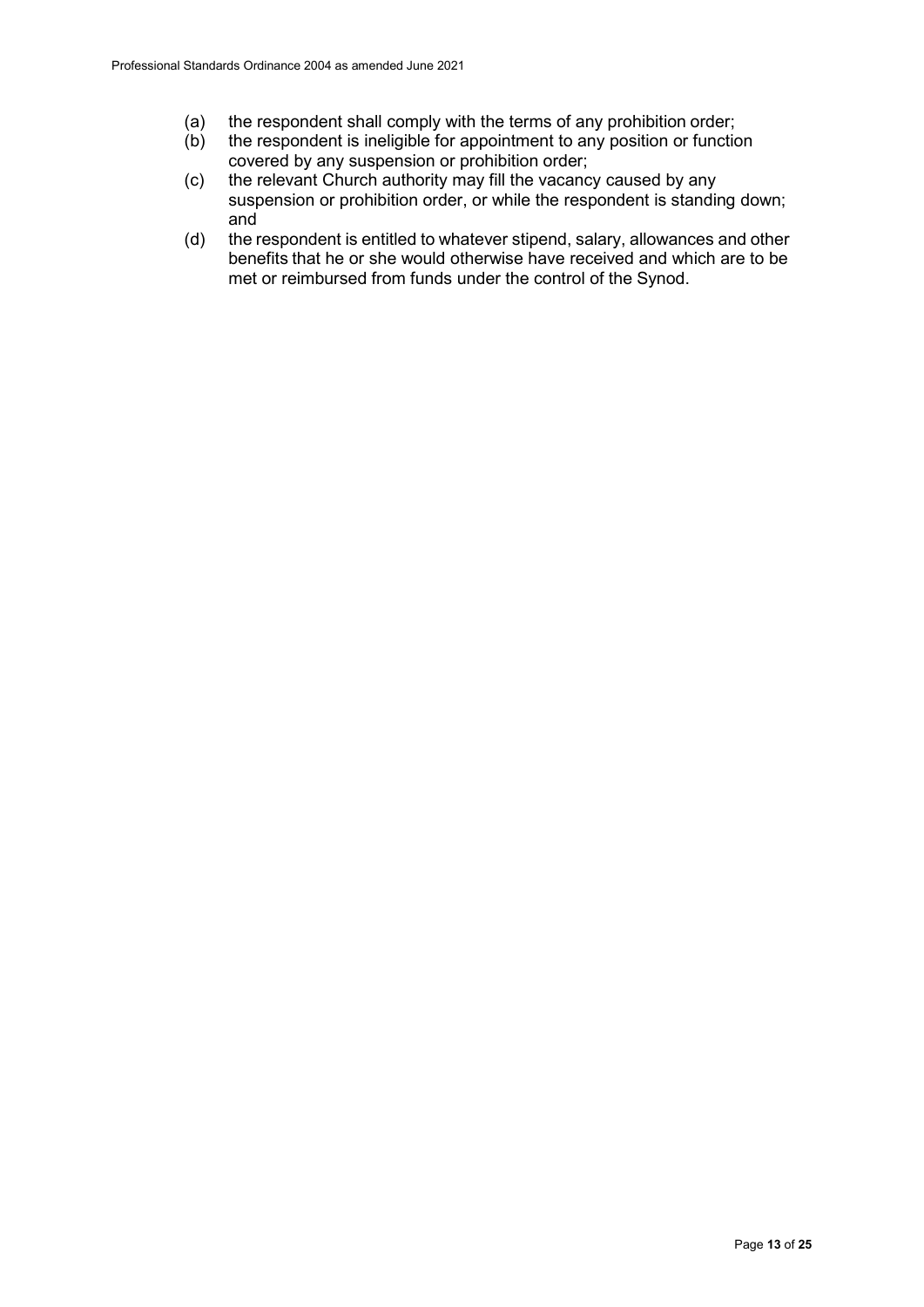(a) the respondent shall comply with the terms of any prohibition order;

(b) the respondent is ineligible for appointment to any position or function covered by any suspension or prohibition order;

(c) the relevant Church authority may fill the vacancy caused by any suspension or prohibition order, or while the respondent is standing down; and

(d) the respondent is entitled to whatever stipend, salary, allowances and other benefits that he or she would otherwise have received and which are to be met or reimbursed from funds under the control of the Synod.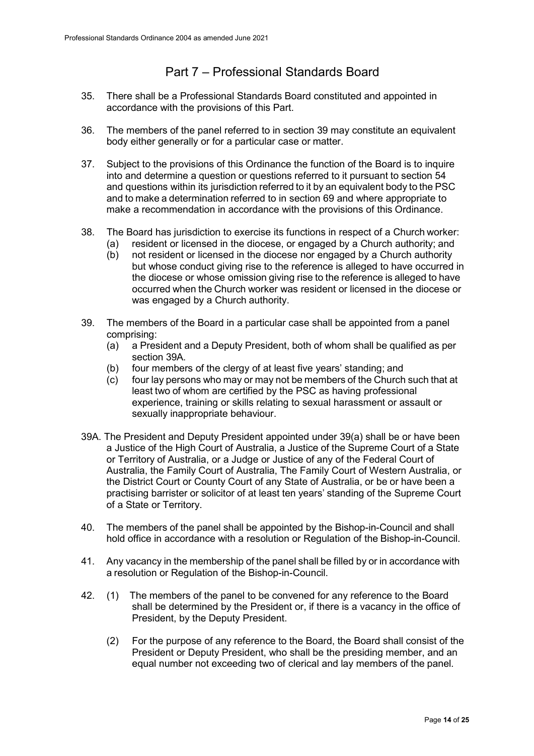## Part 7 – Professional Standards Board

35. There shall be a Professional Standards Board constituted and appointed in accordance with the provisions of this Part.

36. The members of the panel referred to in section 39 may constitute an equivalent body either generally or for a particular case or matter.

37. Subject to the provisions of this Ordinance the function of the Board is to inquire into and determine a question or questions referred to it pursuant to section 54 and questions within its jurisdiction referred to it by an equivalent body to the PSC and to make a determination referred to in section 69 and where appropriate to make a recommendation in accordance with the provisions of this Ordinance.

38. The Board has jurisdiction to exercise its functions in respect of a Church worker:
    (a) resident or licensed in the diocese, or engaged by a Church authority; and
    (b) not resident or licensed in the diocese nor engaged by a Church authority but whose conduct giving rise to the reference is alleged to have occurred in the diocese or whose omission giving rise to the reference is alleged to have occurred when the Church worker was resident or licensed in the diocese or was engaged by a Church authority.

39. The members of the Board in a particular case shall be appointed from a panel comprising:
    (a) a President and a Deputy President, both of whom shall be qualified as per section 39A.
    (b) four members of the clergy of at least five years' standing; and
    (c) four lay persons who may or may not be members of the Church such that at least two of whom are certified by the PSC as having professional experience, training or skills relating to sexual harassment or assault or sexually inappropriate behaviour.

39A. The President and Deputy President appointed under 39(a) shall be or have been a Justice of the High Court of Australia, a Justice of the Supreme Court of a State or Territory of Australia, or a Judge or Justice of any of the Federal Court of Australia, the Family Court of Australia, The Family Court of Western Australia, or the District Court or County Court of any State of Australia, or be or have been a practising barrister or solicitor of at least ten years' standing of the Supreme Court of a State or Territory.

40. The members of the panel shall be appointed by the Bishop-in-Council and shall hold office in accordance with a resolution or Regulation of the Bishop-in-Council.

41. Any vacancy in the membership of the panel shall be filled by or in accordance with a resolution or Regulation of the Bishop-in-Council.

42. (1) The members of the panel to be convened for any reference to the Board shall be determined by the President or, if there is a vacancy in the office of President, by the Deputy President.

    (2) For the purpose of any reference to the Board, the Board shall consist of the President or Deputy President, who shall be the presiding member, and an equal number not exceeding two of clerical and lay members of the panel.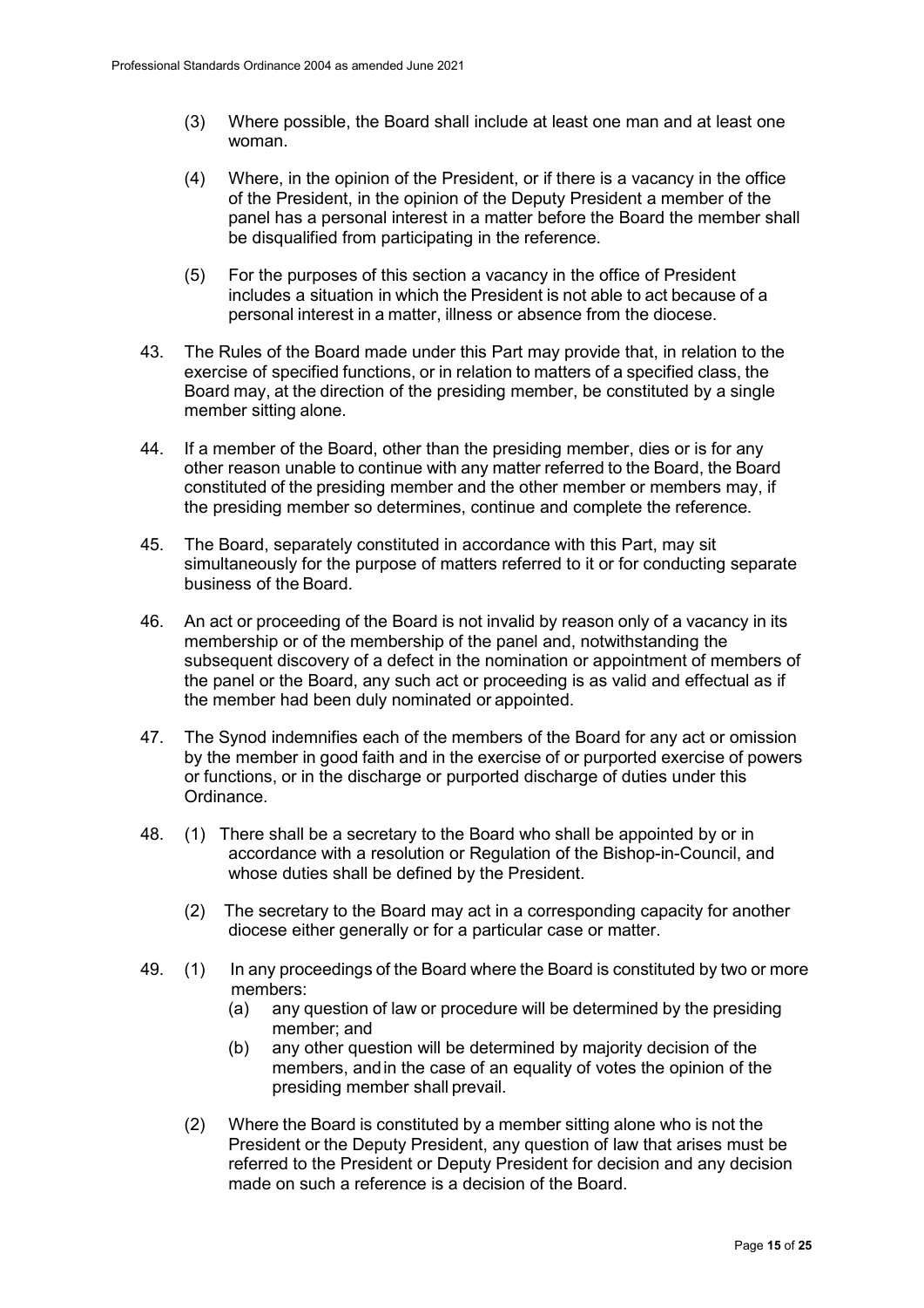(3) Where possible, the Board shall include at least one man and at least one woman.

(4) Where, in the opinion of the President, or if there is a vacancy in the office of the President, in the opinion of the Deputy President a member of the panel has a personal interest in a matter before the Board the member shall be disqualified from participating in the reference.

(5) For the purposes of this section a vacancy in the office of President includes a situation in which the President is not able to act because of a personal interest in a matter, illness or absence from the diocese.

43. The Rules of the Board made under this Part may provide that, in relation to the exercise of specified functions, or in relation to matters of a specified class, the Board may, at the direction of the presiding member, be constituted by a single member sitting alone.

44. If a member of the Board, other than the presiding member, dies or is for any other reason unable to continue with any matter referred to the Board, the Board constituted of the presiding member and the other member or members may, if the presiding member so determines, continue and complete the reference.

45. The Board, separately constituted in accordance with this Part, may sit simultaneously for the purpose of matters referred to it or for conducting separate business of the Board.

46. An act or proceeding of the Board is not invalid by reason only of a vacancy in its membership or of the membership of the panel and, notwithstanding the subsequent discovery of a defect in the nomination or appointment of members of the panel or the Board, any such act or proceeding is as valid and effectual as if the member had been duly nominated or appointed.

47. The Synod indemnifies each of the members of the Board for any act or omission by the member in good faith and in the exercise of or purported exercise of powers or functions, or in the discharge or purported discharge of duties under this Ordinance.

48. (1) There shall be a secretary to the Board who shall be appointed by or in accordance with a resolution or Regulation of the Bishop-in-Council, and whose duties shall be defined by the President.

(2) The secretary to the Board may act in a corresponding capacity for another diocese either generally or for a particular case or matter.

49. (1) In any proceedings of the Board where the Board is constituted by two or more members:

(a) any question of law or procedure will be determined by the presiding member; and

(b) any other question will be determined by majority decision of the members, and in the case of an equality of votes the opinion of the presiding member shall prevail.

(2) Where the Board is constituted by a member sitting alone who is not the President or the Deputy President, any question of law that arises must be referred to the President or Deputy President for decision and any decision made on such a reference is a decision of the Board.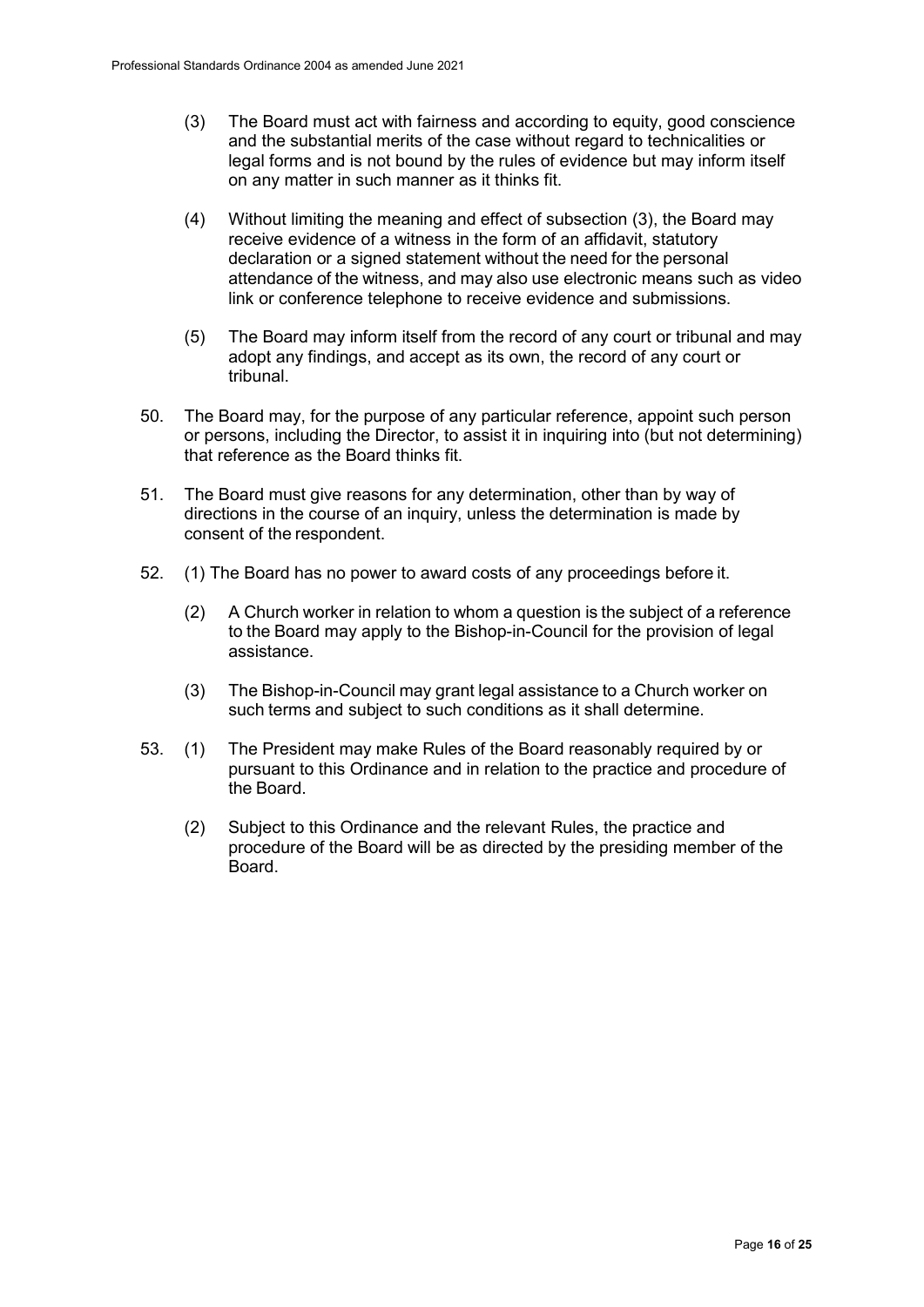(3) The Board must act with fairness and according to equity, good conscience and the substantial merits of the case without regard to technicalities or legal forms and is not bound by the rules of evidence but may inform itself on any matter in such manner as it thinks fit.

(4) Without limiting the meaning and effect of subsection (3), the Board may receive evidence of a witness in the form of an affidavit, statutory declaration or a signed statement without the need for the personal attendance of the witness, and may also use electronic means such as video link or conference telephone to receive evidence and submissions.

(5) The Board may inform itself from the record of any court or tribunal and may adopt any findings, and accept as its own, the record of any court or tribunal.

50. The Board may, for the purpose of any particular reference, appoint such person or persons, including the Director, to assist it in inquiring into (but not determining) that reference as the Board thinks fit.

51. The Board must give reasons for any determination, other than by way of directions in the course of an inquiry, unless the determination is made by consent of the respondent.

52. (1) The Board has no power to award costs of any proceedings before it.

(2) A Church worker in relation to whom a question is the subject of a reference to the Board may apply to the Bishop-in-Council for the provision of legal assistance.

(3) The Bishop-in-Council may grant legal assistance to a Church worker on such terms and subject to such conditions as it shall determine.

53. (1) The President may make Rules of the Board reasonably required by or pursuant to this Ordinance and in relation to the practice and procedure of the Board.

(2) Subject to this Ordinance and the relevant Rules, the practice and procedure of the Board will be as directed by the presiding member of the Board.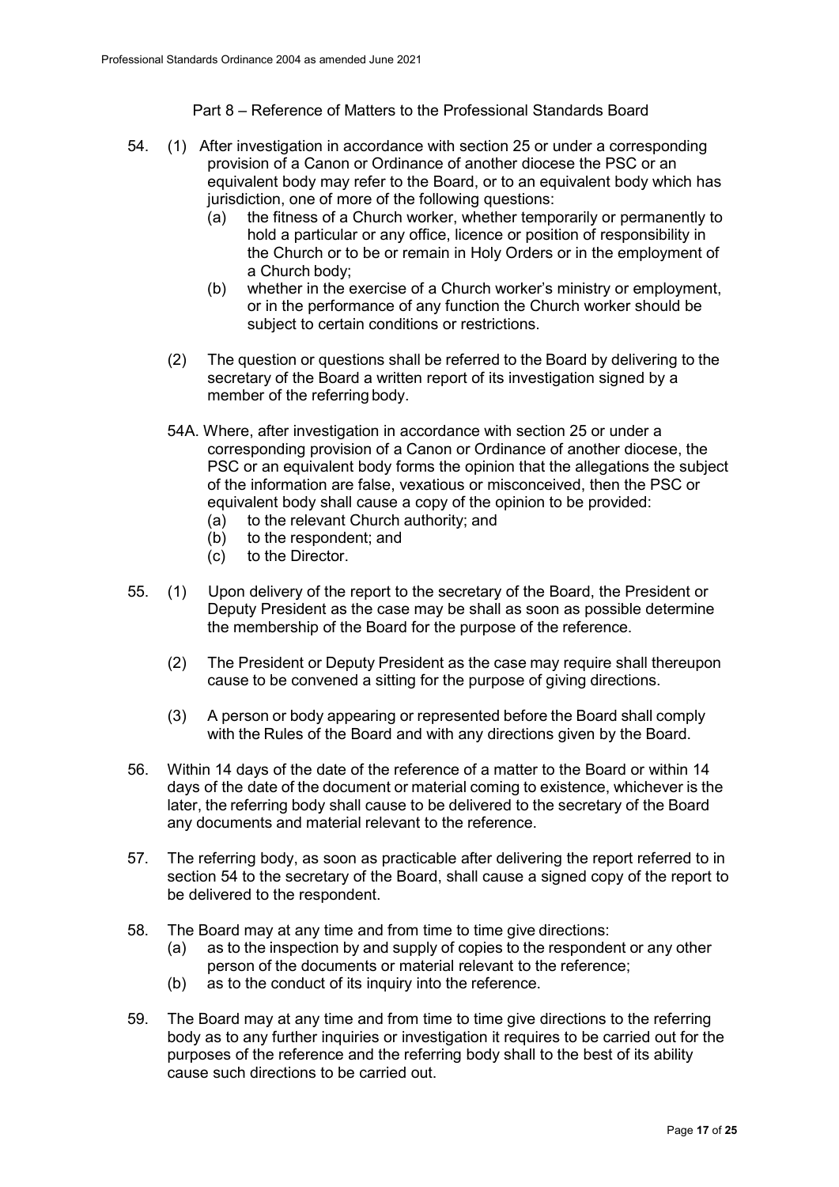## Part 8 – Reference of Matters to the Professional Standards Board

54. (1) After investigation in accordance with section 25 or under a corresponding provision of a Canon or Ordinance of another diocese the PSC or an equivalent body may refer to the Board, or to an equivalent body which has jurisdiction, one of more of the following questions:
    - (a) the fitness of a Church worker, whether temporarily or permanently to hold a particular or any office, licence or position of responsibility in the Church or to be or remain in Holy Orders or in the employment of a Church body;
    - (b) whether in the exercise of a Church worker's ministry or employment, or in the performance of any function the Church worker should be subject to certain conditions or restrictions.

    (2) The question or questions shall be referred to the Board by delivering to the secretary of the Board a written report of its investigation signed by a member of the referring body.

    54A. Where, after investigation in accordance with section 25 or under a corresponding provision of a Canon or Ordinance of another diocese, the PSC or an equivalent body forms the opinion that the allegations the subject of the information are false, vexatious or misconceived, then the PSC or equivalent body shall cause a copy of the opinion to be provided:
    - (a) to the relevant Church authority; and
    - (b) to the respondent; and
    - (c) to the Director.

55. (1) Upon delivery of the report to the secretary of the Board, the President or Deputy President as the case may be shall as soon as possible determine the membership of the Board for the purpose of the reference.

    (2) The President or Deputy President as the case may require shall thereupon cause to be convened a sitting for the purpose of giving directions.

    (3) A person or body appearing or represented before the Board shall comply with the Rules of the Board and with any directions given by the Board.

56. Within 14 days of the date of the reference of a matter to the Board or within 14 days of the date of the document or material coming to existence, whichever is the later, the referring body shall cause to be delivered to the secretary of the Board any documents and material relevant to the reference.

57. The referring body, as soon as practicable after delivering the report referred to in section 54 to the secretary of the Board, shall cause a signed copy of the report to be delivered to the respondent.

58. The Board may at any time and from time to time give directions:
    - (a) as to the inspection by and supply of copies to the respondent or any other person of the documents or material relevant to the reference;
    - (b) as to the conduct of its inquiry into the reference.

59. The Board may at any time and from time to time give directions to the referring body as to any further inquiries or investigation it requires to be carried out for the purposes of the reference and the referring body shall to the best of its ability cause such directions to be carried out.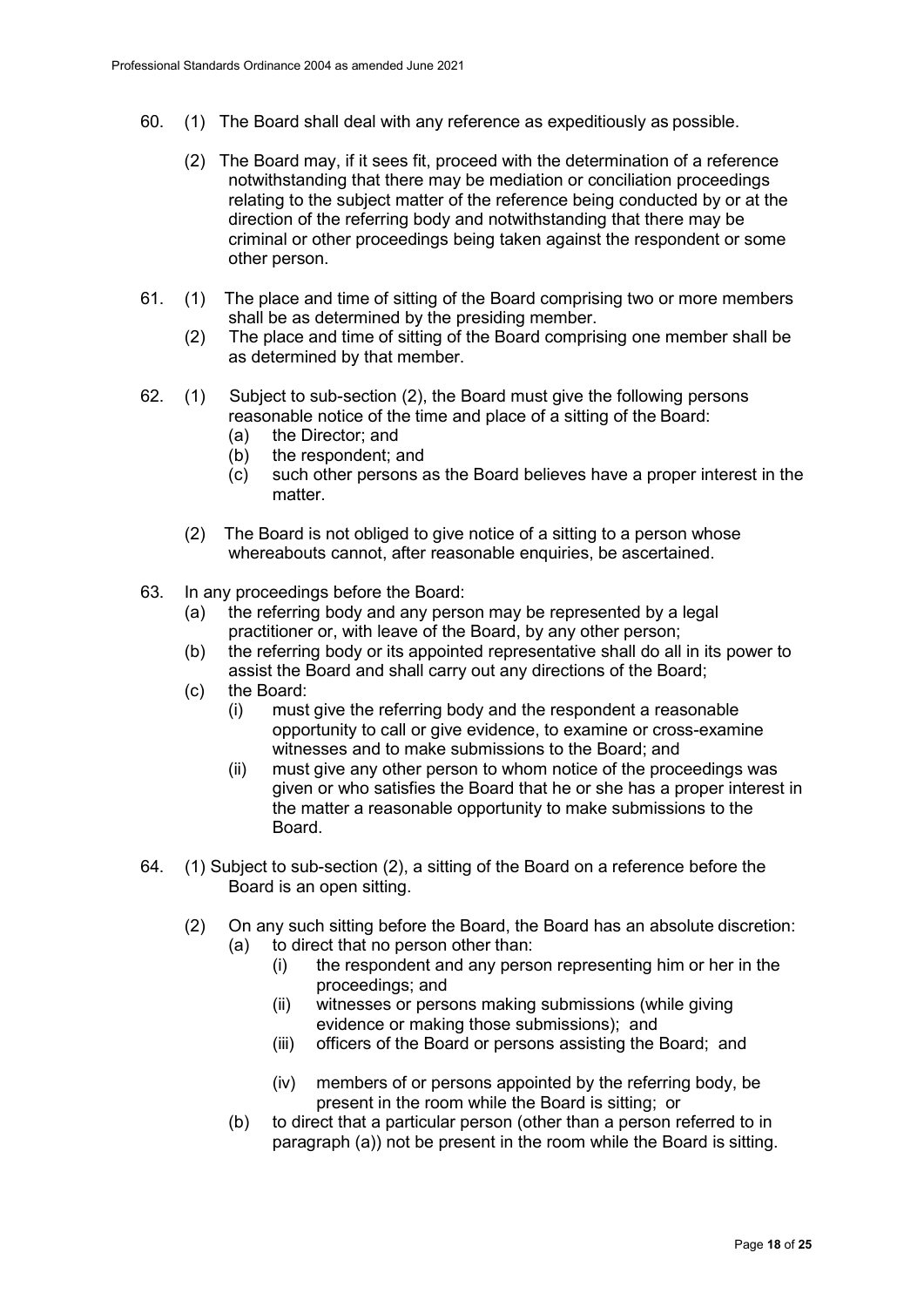60. (1) The Board shall deal with any reference as expeditiously as possible.

    (2) The Board may, if it sees fit, proceed with the determination of a reference notwithstanding that there may be mediation or conciliation proceedings relating to the subject matter of the reference being conducted by or at the direction of the referring body and notwithstanding that there may be criminal or other proceedings being taken against the respondent or some other person.

61. (1) The place and time of sitting of the Board comprising two or more members shall be as determined by the presiding member.

    (2) The place and time of sitting of the Board comprising one member shall be as determined by that member.

62. (1) Subject to sub-section (2), the Board must give the following persons reasonable notice of the time and place of a sitting of the Board:

    (a) the Director; and

    (b) the respondent; and

    (c) such other persons as the Board believes have a proper interest in the matter.

    (2) The Board is not obliged to give notice of a sitting to a person whose whereabouts cannot, after reasonable enquiries, be ascertained.

63. In any proceedings before the Board:

    (a) the referring body and any person may be represented by a legal practitioner or, with leave of the Board, by any other person;

    (b) the referring body or its appointed representative shall do all in its power to assist the Board and shall carry out any directions of the Board;

    (c) the Board:

        (i) must give the referring body and the respondent a reasonable opportunity to call or give evidence, to examine or cross-examine witnesses and to make submissions to the Board; and

        (ii) must give any other person to whom notice of the proceedings was given or who satisfies the Board that he or she has a proper interest in the matter a reasonable opportunity to make submissions to the Board.

64. (1) Subject to sub-section (2), a sitting of the Board on a reference before the Board is an open sitting.

    (2) On any such sitting before the Board, the Board has an absolute discretion:

    (a) to direct that no person other than:

        (i) the respondent and any person representing him or her in the proceedings; and

        (ii) witnesses or persons making submissions (while giving evidence or making those submissions); and

        (iii) officers of the Board or persons assisting the Board; and

        (iv) members of or persons appointed by the referring body, be present in the room while the Board is sitting; or

    (b) to direct that a particular person (other than a person referred to in paragraph (a)) not be present in the room while the Board is sitting.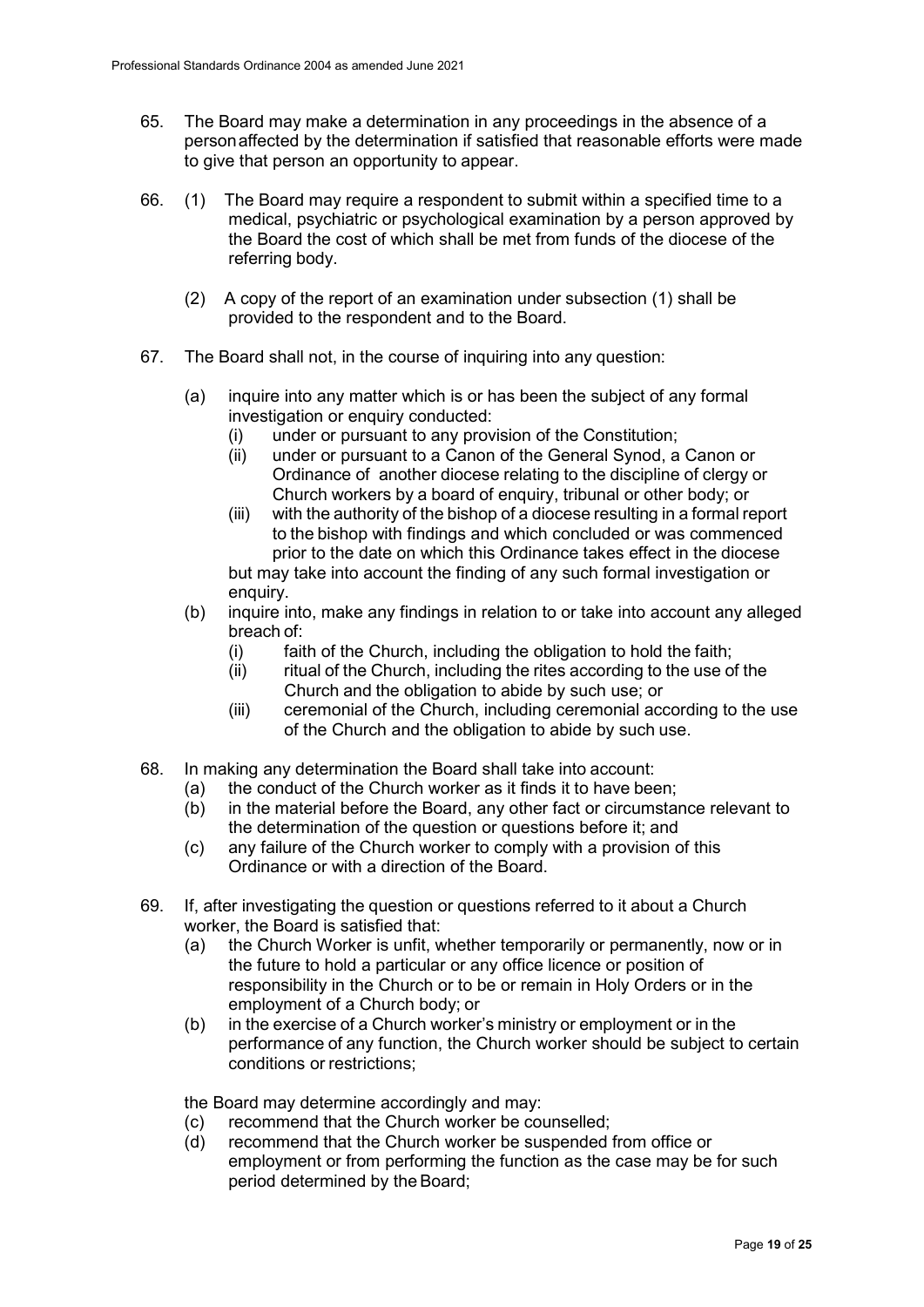65. The Board may make a determination in any proceedings in the absence of a personaffected by the determination if satisfied that reasonable efforts were made to give that person an opportunity to appear.

66. (1) The Board may require a respondent to submit within a specified time to a medical, psychiatric or psychological examination by a person approved by the Board the cost of which shall be met from funds of the diocese of the referring body.

    (2) A copy of the report of an examination under subsection (1) shall be provided to the respondent and to the Board.

67. The Board shall not, in the course of inquiring into any question:

    (a) inquire into any matter which is or has been the subject of any formal investigation or enquiry conducted:
        (i) under or pursuant to any provision of the Constitution;
        (ii) under or pursuant to a Canon of the General Synod, a Canon or Ordinance of another diocese relating to the discipline of clergy or Church workers by a board of enquiry, tribunal or other body; or
        (iii) with the authority of the bishop of a diocese resulting in a formal report to the bishop with findings and which concluded or was commenced prior to the date on which this Ordinance takes effect in the diocese

        but may take into account the finding of any such formal investigation or enquiry.
    (b) inquire into, make any findings in relation to or take into account any alleged breach of:
        (i) faith of the Church, including the obligation to hold the faith;
        (ii) ritual of the Church, including the rites according to the use of the Church and the obligation to abide by such use; or
        (iii) ceremonial of the Church, including ceremonial according to the use of the Church and the obligation to abide by such use.

68. In making any determination the Board shall take into account:
    (a) the conduct of the Church worker as it finds it to have been;
    (b) in the material before the Board, any other fact or circumstance relevant to the determination of the question or questions before it; and
    (c) any failure of the Church worker to comply with a provision of this Ordinance or with a direction of the Board.

69. If, after investigating the question or questions referred to it about a Church worker, the Board is satisfied that:
    (a) the Church Worker is unfit, whether temporarily or permanently, now or in the future to hold a particular or any office licence or position of responsibility in the Church or to be or remain in Holy Orders or in the employment of a Church body; or
    (b) in the exercise of a Church worker's ministry or employment or in the performance of any function, the Church worker should be subject to certain conditions or restrictions;

    the Board may determine accordingly and may:
    (c) recommend that the Church worker be counselled;
    (d) recommend that the Church worker be suspended from office or employment or from performing the function as the case may be for such period determined by the Board;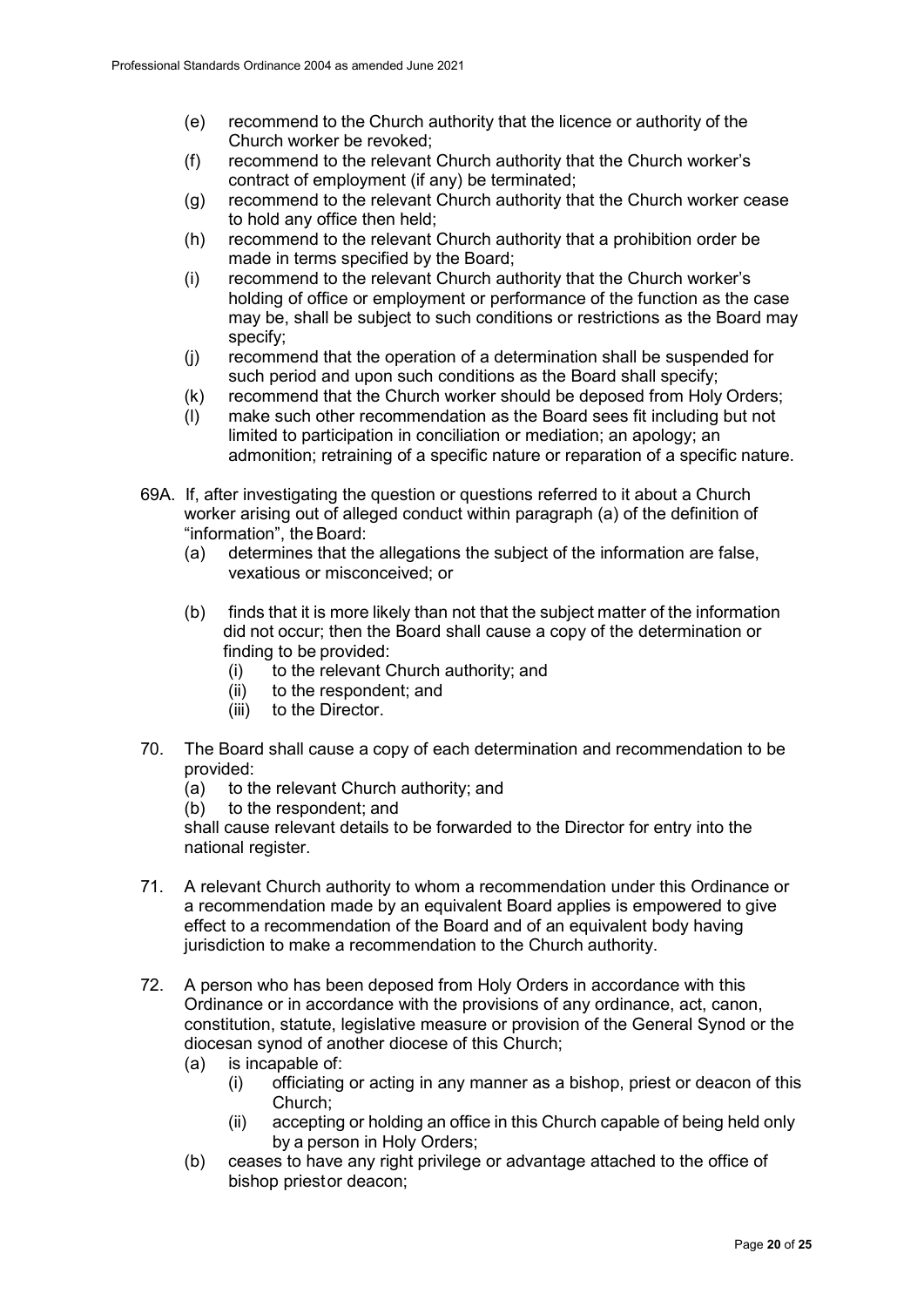(e) recommend to the Church authority that the licence or authority of the Church worker be revoked;

(f) recommend to the relevant Church authority that the Church worker's contract of employment (if any) be terminated;

(g) recommend to the relevant Church authority that the Church worker cease to hold any office then held;

(h) recommend to the relevant Church authority that a prohibition order be made in terms specified by the Board;

(i) recommend to the relevant Church authority that the Church worker's holding of office or employment or performance of the function as the case may be, shall be subject to such conditions or restrictions as the Board may specify;

(j) recommend that the operation of a determination shall be suspended for such period and upon such conditions as the Board shall specify;

(k) recommend that the Church worker should be deposed from Holy Orders;

(l) make such other recommendation as the Board sees fit including but not limited to participation in conciliation or mediation; an apology; an admonition; retraining of a specific nature or reparation of a specific nature.

69A. If, after investigating the question or questions referred to it about a Church worker arising out of alleged conduct within paragraph (a) of the definition of "information", the Board:

(a) determines that the allegations the subject of the information are false, vexatious or misconceived; or

(b) finds that it is more likely than not that the subject matter of the information did not occur; then the Board shall cause a copy of the determination or finding to be provided:

  (i) to the relevant Church authority; and
  (ii) to the respondent; and
  (iii) to the Director.

70. The Board shall cause a copy of each determination and recommendation to be provided:

(a) to the relevant Church authority; and
(b) to the respondent; and

shall cause relevant details to be forwarded to the Director for entry into the national register.

71. A relevant Church authority to whom a recommendation under this Ordinance or a recommendation made by an equivalent Board applies is empowered to give effect to a recommendation of the Board and of an equivalent body having jurisdiction to make a recommendation to the Church authority.

72. A person who has been deposed from Holy Orders in accordance with this Ordinance or in accordance with the provisions of any ordinance, act, canon, constitution, statute, legislative measure or provision of the General Synod or the diocesan synod of another diocese of this Church;

(a) is incapable of:

  (i) officiating or acting in any manner as a bishop, priest or deacon of this Church;
  (ii) accepting or holding an office in this Church capable of being held only by a person in Holy Orders;

(b) ceases to have any right privilege or advantage attached to the office of bishop priest or deacon;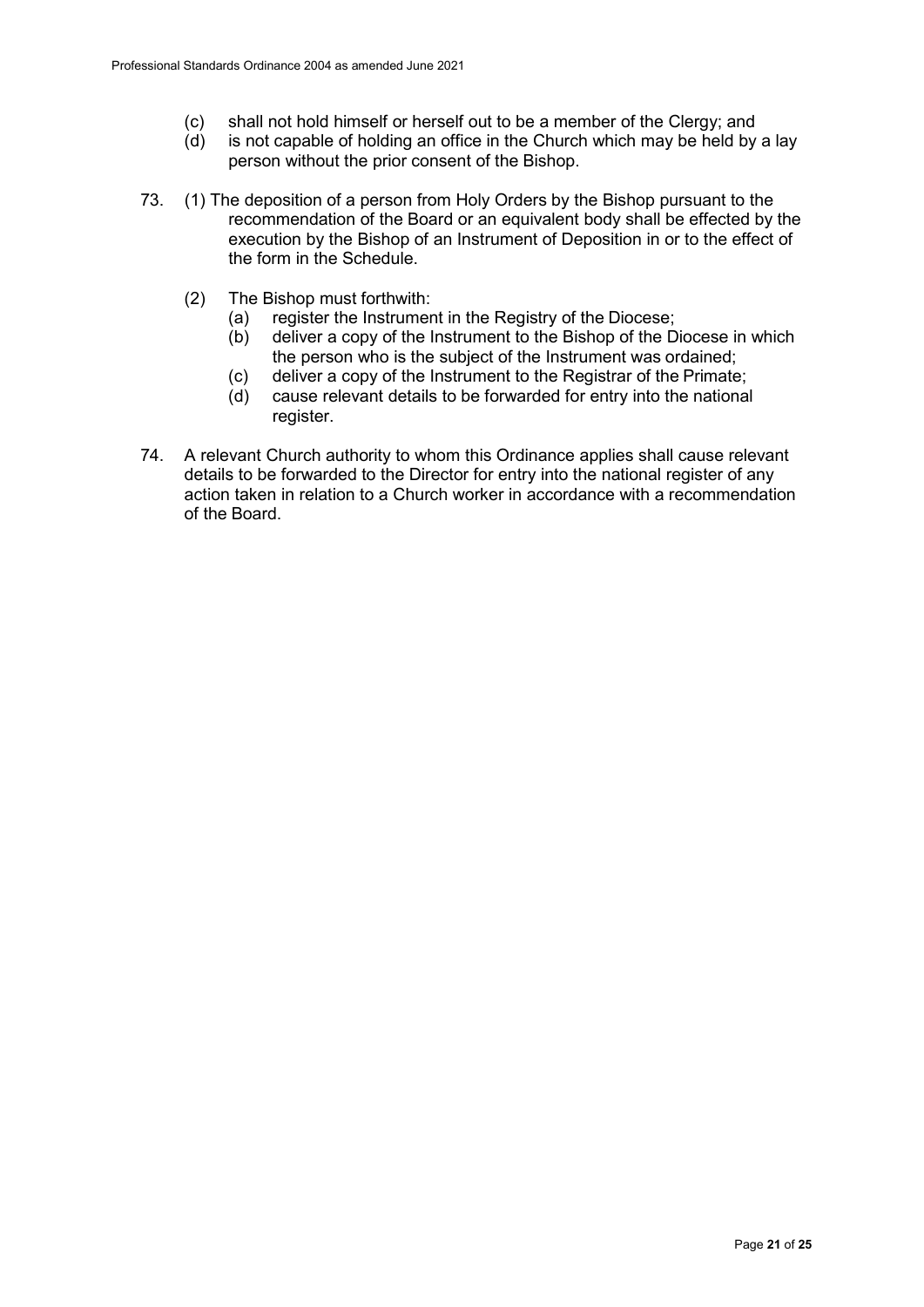(c) shall not hold himself or herself out to be a member of the Clergy; and

(d) is not capable of holding an office in the Church which may be held by a lay person without the prior consent of the Bishop.

73. (1) The deposition of a person from Holy Orders by the Bishop pursuant to the recommendation of the Board or an equivalent body shall be effected by the execution by the Bishop of an Instrument of Deposition in or to the effect of the form in the Schedule.

(2) The Bishop must forthwith:

(a) register the Instrument in the Registry of the Diocese;

(b) deliver a copy of the Instrument to the Bishop of the Diocese in which the person who is the subject of the Instrument was ordained;

(c) deliver a copy of the Instrument to the Registrar of the Primate;

(d) cause relevant details to be forwarded for entry into the national register.

74. A relevant Church authority to whom this Ordinance applies shall cause relevant details to be forwarded to the Director for entry into the national register of any action taken in relation to a Church worker in accordance with a recommendation of the Board.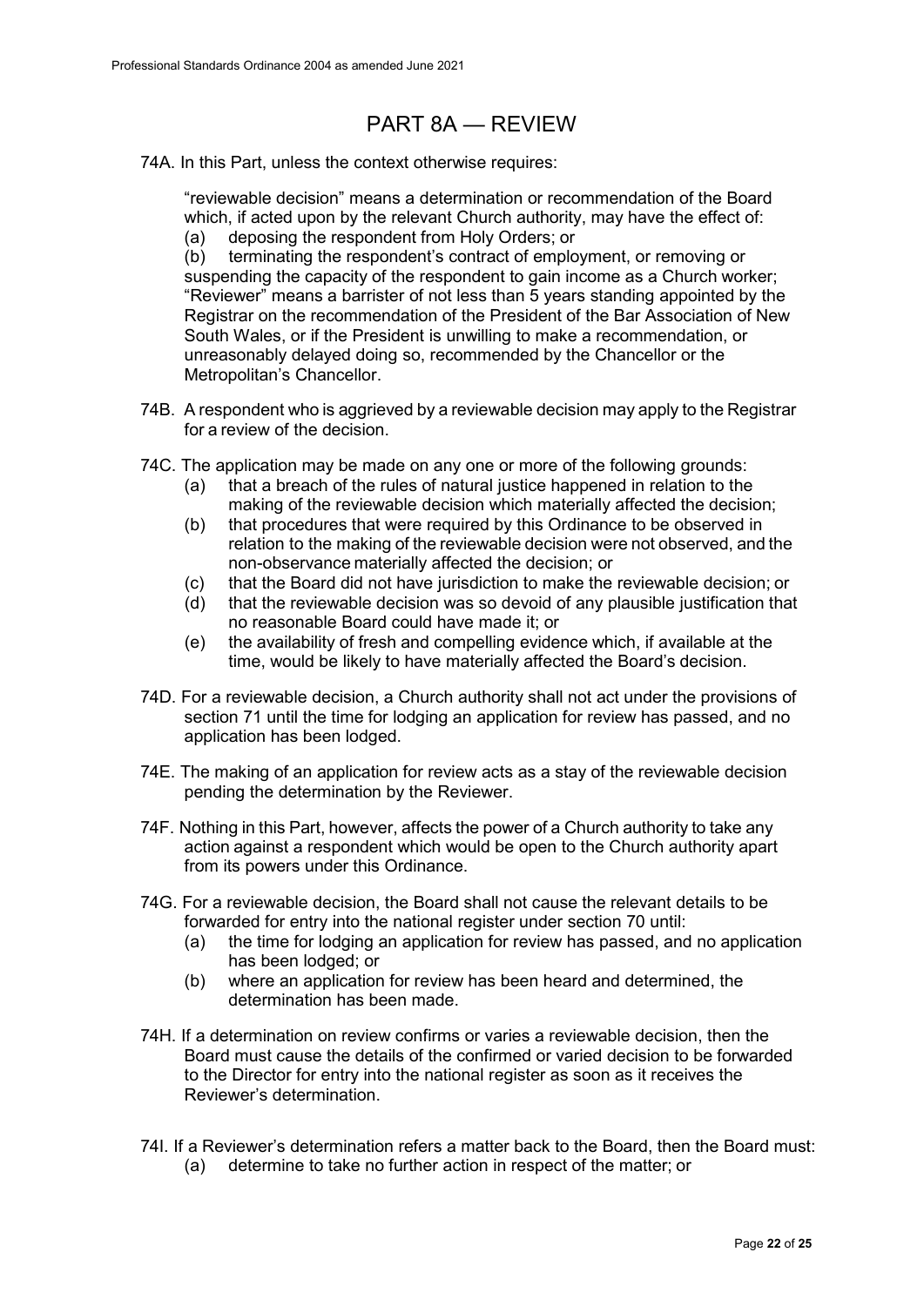## PART 8A — REVIEW

74A. In this Part, unless the context otherwise requires:

"reviewable decision" means a determination or recommendation of the Board which, if acted upon by the relevant Church authority, may have the effect of:

(a) deposing the respondent from Holy Orders; or

(b) terminating the respondent's contract of employment, or removing or suspending the capacity of the respondent to gain income as a Church worker;

"Reviewer" means a barrister of not less than 5 years standing appointed by the Registrar on the recommendation of the President of the Bar Association of New South Wales, or if the President is unwilling to make a recommendation, or unreasonably delayed doing so, recommended by the Chancellor or the Metropolitan's Chancellor.

74B. A respondent who is aggrieved by a reviewable decision may apply to the Registrar for a review of the decision.

74C. The application may be made on any one or more of the following grounds:

(a) that a breach of the rules of natural justice happened in relation to the making of the reviewable decision which materially affected the decision;

(b) that procedures that were required by this Ordinance to be observed in relation to the making of the reviewable decision were not observed, and the non-observance materially affected the decision; or

(c) that the Board did not have jurisdiction to make the reviewable decision; or

(d) that the reviewable decision was so devoid of any plausible justification that no reasonable Board could have made it; or

(e) the availability of fresh and compelling evidence which, if available at the time, would be likely to have materially affected the Board's decision.

74D. For a reviewable decision, a Church authority shall not act under the provisions of section 71 until the time for lodging an application for review has passed, and no application has been lodged.

74E. The making of an application for review acts as a stay of the reviewable decision pending the determination by the Reviewer.

74F. Nothing in this Part, however, affects the power of a Church authority to take any action against a respondent which would be open to the Church authority apart from its powers under this Ordinance.

74G. For a reviewable decision, the Board shall not cause the relevant details to be forwarded for entry into the national register under section 70 until:

(a) the time for lodging an application for review has passed, and no application has been lodged; or

(b) where an application for review has been heard and determined, the determination has been made.

74H. If a determination on review confirms or varies a reviewable decision, then the Board must cause the details of the confirmed or varied decision to be forwarded to the Director for entry into the national register as soon as it receives the Reviewer's determination.

74I. If a Reviewer's determination refers a matter back to the Board, then the Board must:

(a) determine to take no further action in respect of the matter; or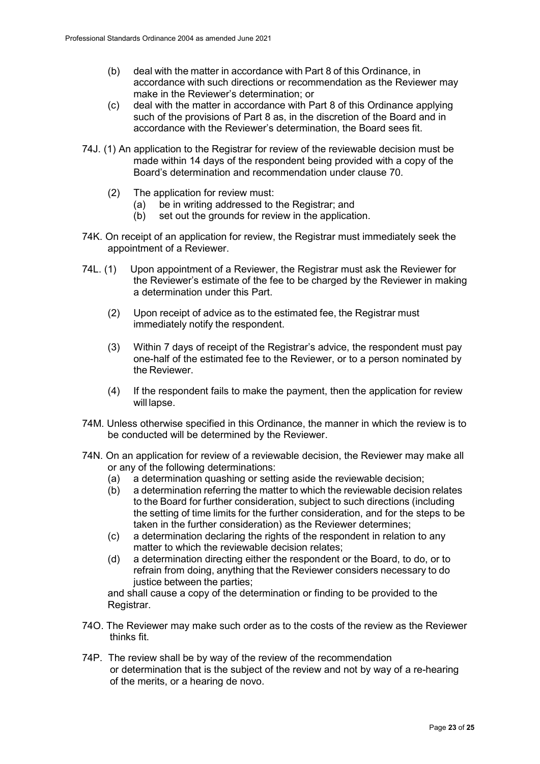(b) deal with the matter in accordance with Part 8 of this Ordinance, in accordance with such directions or recommendation as the Reviewer may make in the Reviewer's determination; or

(c) deal with the matter in accordance with Part 8 of this Ordinance applying such of the provisions of Part 8 as, in the discretion of the Board and in accordance with the Reviewer's determination, the Board sees fit.

74J. (1) An application to the Registrar for review of the reviewable decision must be made within 14 days of the respondent being provided with a copy of the Board's determination and recommendation under clause 70.

(2) The application for review must:

(a) be in writing addressed to the Registrar; and

(b) set out the grounds for review in the application.

74K. On receipt of an application for review, the Registrar must immediately seek the appointment of a Reviewer.

74L. (1) Upon appointment of a Reviewer, the Registrar must ask the Reviewer for the Reviewer's estimate of the fee to be charged by the Reviewer in making a determination under this Part.

(2) Upon receipt of advice as to the estimated fee, the Registrar must immediately notify the respondent.

(3) Within 7 days of receipt of the Registrar's advice, the respondent must pay one-half of the estimated fee to the Reviewer, or to a person nominated by the Reviewer.

(4) If the respondent fails to make the payment, then the application for review will lapse.

74M. Unless otherwise specified in this Ordinance, the manner in which the review is to be conducted will be determined by the Reviewer.

74N. On an application for review of a reviewable decision, the Reviewer may make all or any of the following determinations:

(a) a determination quashing or setting aside the reviewable decision;

(b) a determination referring the matter to which the reviewable decision relates to the Board for further consideration, subject to such directions (including the setting of time limits for the further consideration, and for the steps to be taken in the further consideration) as the Reviewer determines;

(c) a determination declaring the rights of the respondent in relation to any matter to which the reviewable decision relates;

(d) a determination directing either the respondent or the Board, to do, or to refrain from doing, anything that the Reviewer considers necessary to do justice between the parties;

and shall cause a copy of the determination or finding to be provided to the Registrar.

74O. The Reviewer may make such order as to the costs of the review as the Reviewer thinks fit.

74P. The review shall be by way of the review of the recommendation or determination that is the subject of the review and not by way of a re-hearing of the merits, or a hearing de novo.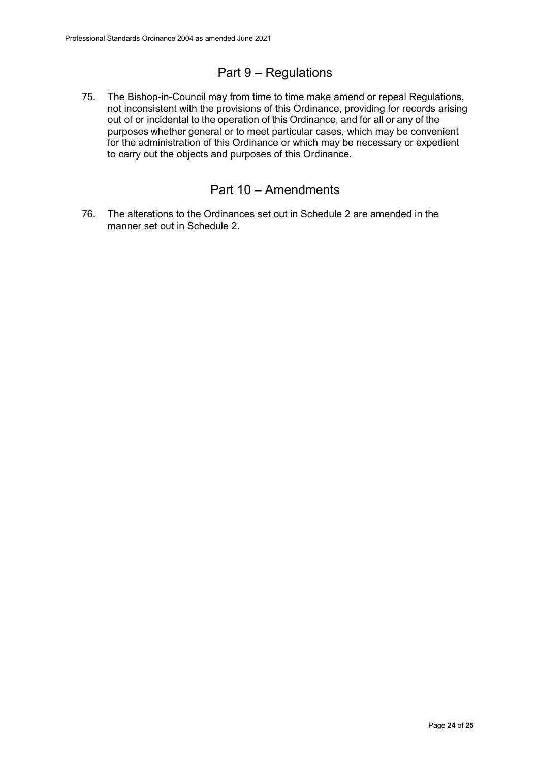## Part 9 – Regulations

75. The Bishop-in-Council may from time to time make amend or repeal Regulations, not inconsistent with the provisions of this Ordinance, providing for records arising out of or incidental to the operation of this Ordinance, and for all or any of the purposes whether general or to meet particular cases, which may be convenient for the administration of this Ordinance or which may be necessary or expedient to carry out the objects and purposes of this Ordinance.

## Part 10 – Amendments

76. The alterations to the Ordinances set out in Schedule 2 are amended in the manner set out in Schedule 2.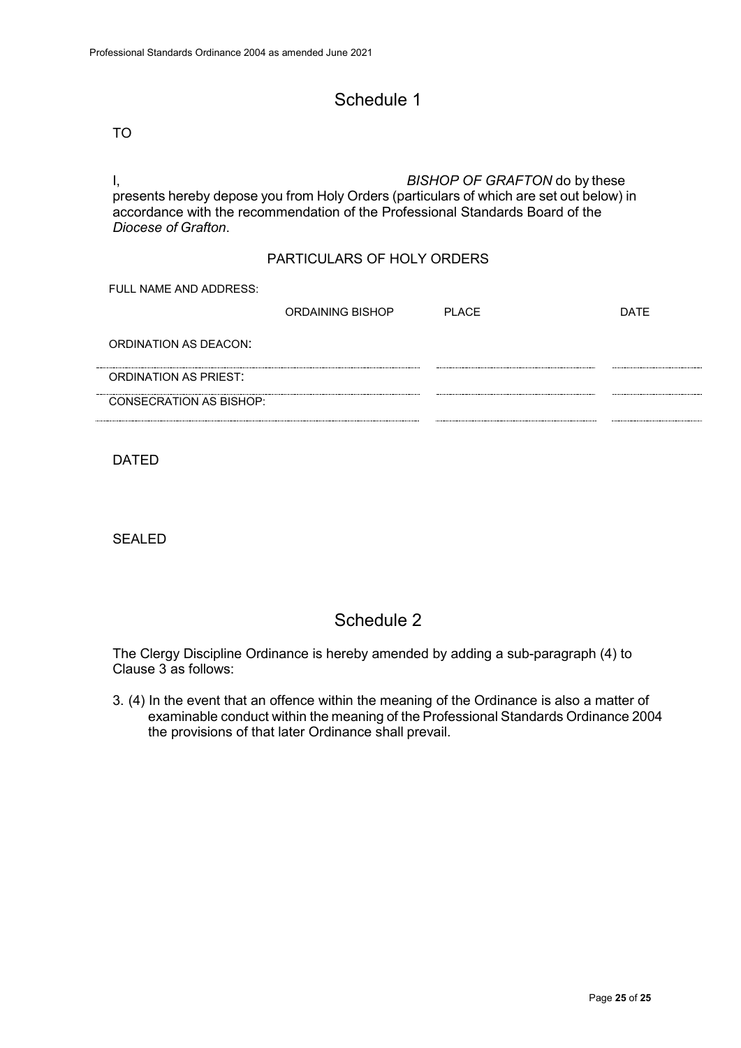# Schedule 1

TO

I, *BISHOP OF GRAFTON* do by these presents hereby depose you from Holy Orders (particulars of which are set out below) in accordance with the recommendation of the Professional Standards Board of the *Diocese of Grafton*.

## PARTICULARS OF HOLY ORDERS

FULL NAME AND ADDRESS:

| | ORDAINING BISHOP | PLACE | DATE |
|---|---|---|---|
| ORDINATION AS DEACON: | | | |
| ORDINATION AS PRIEST: | | | |
| CONSECRATION AS BISHOP: | | | |

DATED

SEALED

# Schedule 2

The Clergy Discipline Ordinance is hereby amended by adding a sub-paragraph (4) to Clause 3 as follows:

3. (4) In the event that an offence within the meaning of the Ordinance is also a matter of examinable conduct within the meaning of the Professional Standards Ordinance 2004 the provisions of that later Ordinance shall prevail.